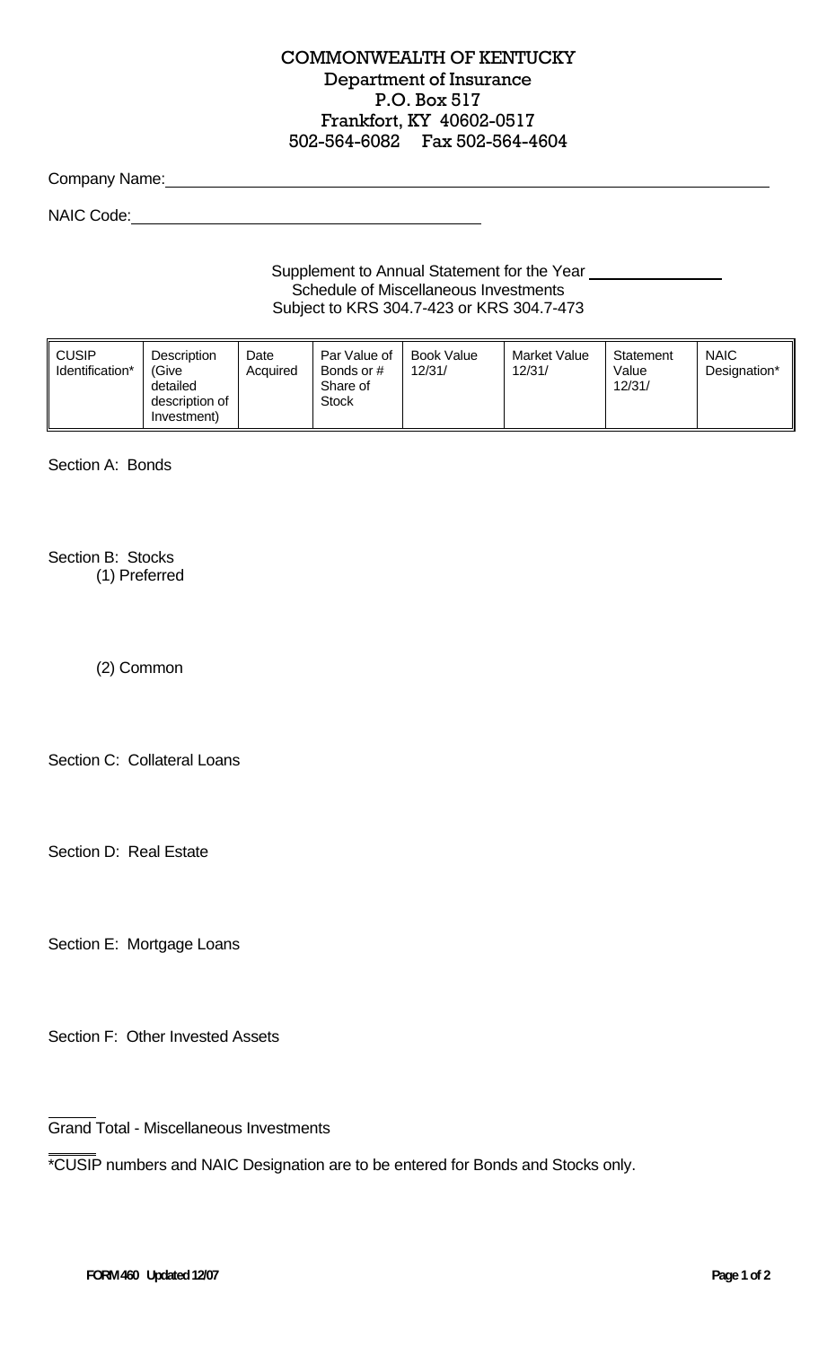# COMMONWEALTH OF KENTUCKY

Department of Insurance
P.O. Box 517
Frankfort, KY 40602-0517
502-564-6082 Fax 502-564-4604

Company Name: ______________________________

NAIC Code: ______________________________

Supplement to Annual Statement for the Year ____________
Schedule of Miscellaneous Investments
Subject to KRS 304.7-423 or KRS 304.7-473

| CUSIP Identification* | Description (Give detailed description of Investment) | Date Acquired | Par Value of Bonds or # Share of Stock | Book Value 12/31/ | Market Value 12/31/ | Statement Value 12/31/ | NAIC Designation* |
|---|---|---|---|---|---|---|---|

Section A: Bonds

Section B: Stocks

(1) Preferred

(2) Common

Section C: Collateral Loans

Section D: Real Estate

Section E: Mortgage Loans

Section F: Other Invested Assets

Grand Total - Miscellaneous Investments

*CUSIP numbers and NAIC Designation are to be entered for Bonds and Stocks only.

FORM 460 Updated 12/07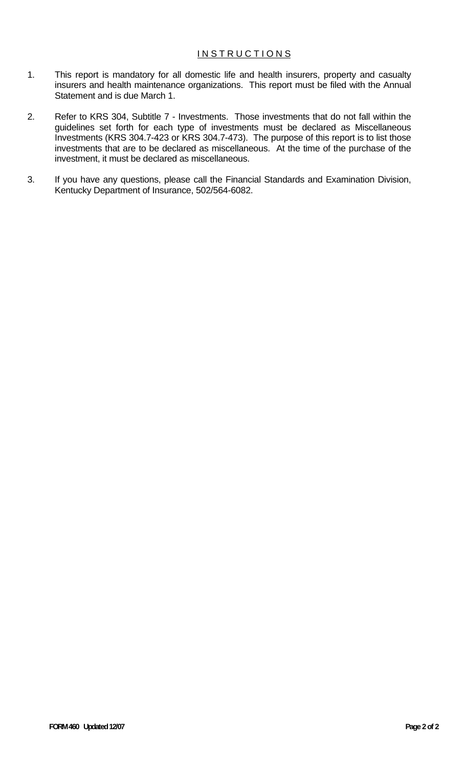# INSTRUCTIONS

1. This report is mandatory for all domestic life and health insurers, property and casualty insurers and health maintenance organizations. This report must be filed with the Annual Statement and is due March 1.

2. Refer to KRS 304, Subtitle 7 - Investments. Those investments that do not fall within the guidelines set forth for each type of investments must be declared as Miscellaneous Investments (KRS 304.7-423 or KRS 304.7-473). The purpose of this report is to list those investments that are to be declared as miscellaneous. At the time of the purchase of the investment, it must be declared as miscellaneous.

3. If you have any questions, please call the Financial Standards and Examination Division, Kentucky Department of Insurance, 502/564-6082.

FORM 460 Updated 12/07